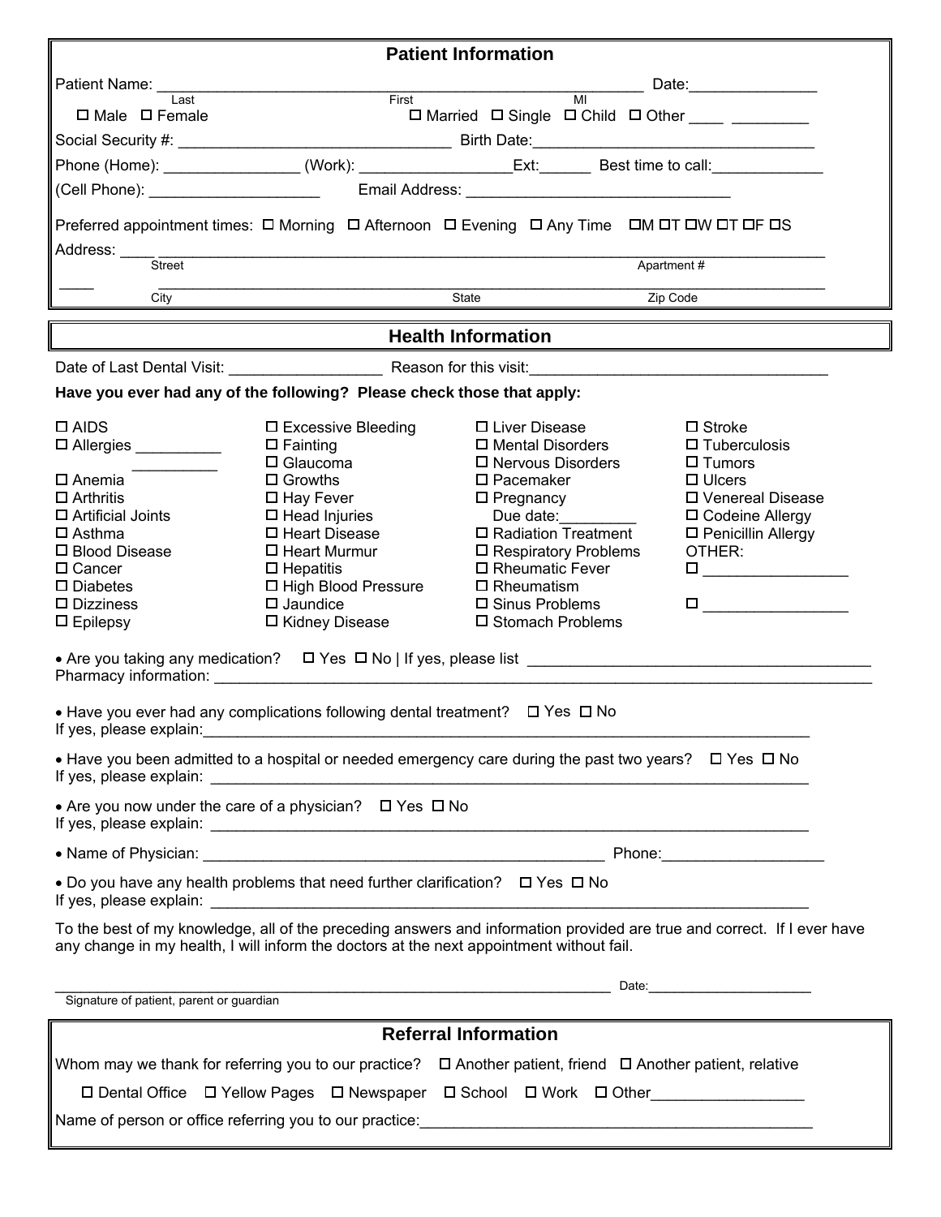## Patient Information

Patient Name: ______________________________________________ Date: _______________
Last First MI

☐ Male ☐ Female ☐ Married ☐ Single ☐ Child ☐ Other ____ _________

Social Security #: ________________________________ Birth Date: _________________________________

Phone (Home): ________________ (Work): __________________ Ext: ______ Best time to call: _____________

(Cell Phone): ____________________ Email Address: _______________________________

Preferred appointment times: ☐ Morning ☐ Afternoon ☐ Evening ☐ Any Time ☐M ☐T ☐W ☐T ☐F ☐S

Address: ____ ___________________________________________________________________________
Street Apartment #

____ ___________________________________________________________________________
City State Zip Code

## Health Information

Date of Last Dental Visit: __________________ Reason for this visit: ___________________________________

**Have you ever had any of the following? Please check those that apply:**

| | | | |
|---|---|---|---|
| ☐ AIDS | ☐ Excessive Bleeding | ☐ Liver Disease | ☐ Stroke |
| ☐ Allergies __________ __________ | ☐ Fainting | ☐ Mental Disorders | ☐ Tuberculosis |
| | ☐ Glaucoma | ☐ Nervous Disorders | ☐ Tumors |
| ☐ Anemia | ☐ Growths | ☐ Pacemaker | ☐ Ulcers |
| ☐ Arthritis | ☐ Hay Fever | ☐ Pregnancy | ☐ Venereal Disease |
| ☐ Artificial Joints | ☐ Head Injuries | Due date: _________ | ☐ Codeine Allergy |
| ☐ Asthma | ☐ Heart Disease | ☐ Radiation Treatment | ☐ Penicillin Allergy |
| ☐ Blood Disease | ☐ Heart Murmur | ☐ Respiratory Problems | OTHER: |
| ☐ Cancer | ☐ Hepatitis | ☐ Rheumatic Fever | ☐ ________________ |
| ☐ Diabetes | ☐ High Blood Pressure | ☐ Rheumatism | |
| ☐ Dizziness | ☐ Jaundice | ☐ Sinus Problems | ☐ ________________ |
| ☐ Epilepsy | ☐ Kidney Disease | ☐ Stomach Problems | |

- Are you taking any medication? ☐ Yes ☐ No | If yes, please list _______________________________________
Pharmacy information: _______________________________________________________________________________

- Have you ever had any complications following dental treatment? ☐ Yes ☐ No
If yes, please explain: _________________________________________________________________________

- Have you been admitted to a hospital or needed emergency care during the past two years? ☐ Yes ☐ No
If yes, please explain: _________________________________________________________________________

- Are you now under the care of a physician? ☐ Yes ☐ No
If yes, please explain: _________________________________________________________________________

- Name of Physician: _______________________________________________ Phone: ___________________

- Do you have any health problems that need further clarification? ☐ Yes ☐ No
If yes, please explain: _________________________________________________________________________

To the best of my knowledge, all of the preceding answers and information provided are true and correct. If I ever have any change in my health, I will inform the doctors at the next appointment without fail.

_____________________________________________________________ Date: _____________________
Signature of patient, parent or guardian

## Referral Information

Whom may we thank for referring you to our practice? ☐ Another patient, friend ☐ Another patient, relative

☐ Dental Office ☐ Yellow Pages ☐ Newspaper ☐ School ☐ Work ☐ Other _________________

Name of person or office referring you to our practice: _______________________________________________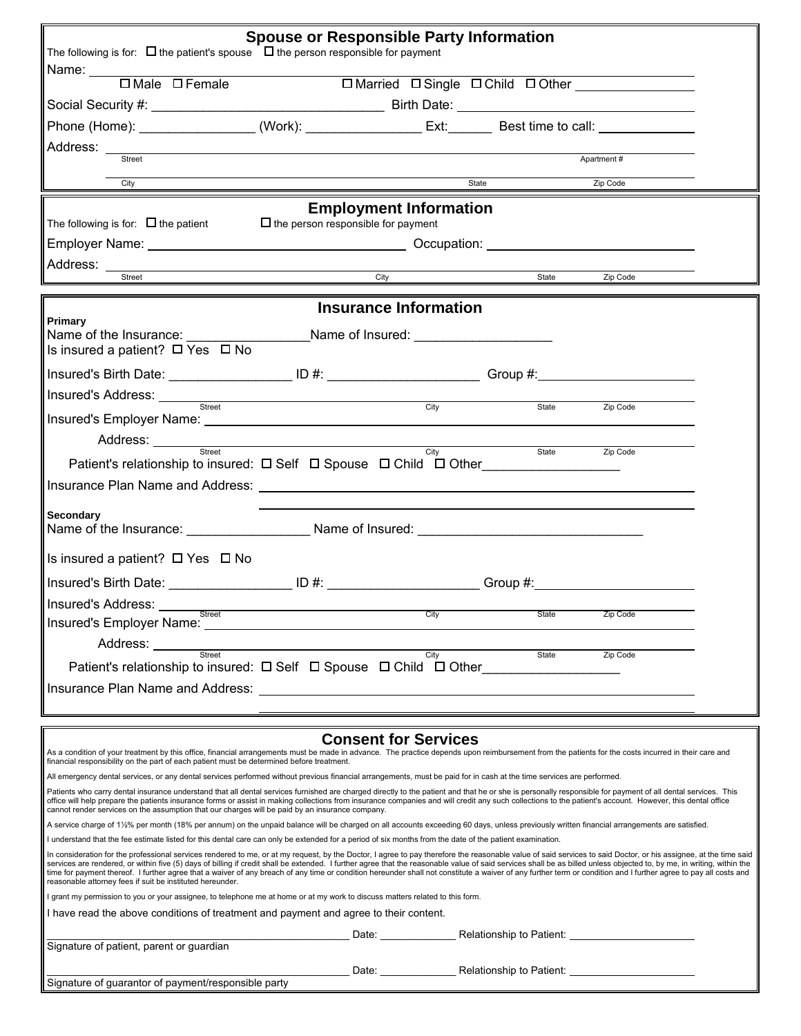## Spouse or Responsible Party Information

The following is for: ☐ the patient's spouse ☐ the person responsible for payment

Name: ___________________________________________

☐ Male ☐ Female ☐ Married ☐ Single ☐ Child ☐ Other ________________

Social Security #: ______________________________ Birth Date: ______________________________

Phone (Home): _______________ (Work): _______________ Ext:______ Best time to call: _____________

Address: ___________________________________________
Street Apartment #

___________________________________________
City State Zip Code

## Employment Information

The following is for: ☐ the patient ☐ the person responsible for payment

Employer Name: ______________________________ Occupation: ______________________________

Address: ___________________________________________
Street City State Zip Code

## Insurance Information

**Primary**

Name of the Insurance: ________________Name of Insured: __________________

Is insured a patient? ☐ Yes ☐ No

Insured's Birth Date: ________________ ID #: ____________________ Group #:_____________________

Insured's Address: ___________________________________________
Street City State Zip Code

Insured's Employer Name: ___________________________________________

Address: ___________________________________________
Street City State Zip Code

Patient's relationship to insured: ☐ Self ☐ Spouse ☐ Child ☐ Other__________________

Insurance Plan Name and Address: ___________________________________________

___________________________________________

**Secondary**

Name of the Insurance: ________________ Name of Insured: ______________________________

Is insured a patient? ☐ Yes ☐ No

Insured's Birth Date: ________________ ID #: ____________________ Group #:_____________________

Insured's Address: ___________________________________________
Street City State Zip Code

Insured's Employer Name: ___________________________________________

Address: ___________________________________________
Street City State Zip Code

Patient's relationship to insured: ☐ Self ☐ Spouse ☐ Child ☐ Other__________________

Insurance Plan Name and Address: ___________________________________________

___________________________________________

## Consent for Services

As a condition of your treatment by this office, financial arrangements must be made in advance. The practice depends upon reimbursement from the patients for the costs incurred in their care and financial responsibility on the part of each patient must be determined before treatment.

All emergency dental services, or any dental services performed without previous financial arrangements, must be paid for in cash at the time services are performed.

Patients who carry dental insurance understand that all dental services furnished are charged directly to the patient and that he or she is personally responsible for payment of all dental services. This office will help prepare the patients insurance forms or assist in making collections from insurance companies and will credit any such collections to the patient's account. However, this dental office cannot render services on the assumption that our charges will be paid by an insurance company.

A service charge of 1½% per month (18% per annum) on the unpaid balance will be charged on all accounts exceeding 60 days, unless previously written financial arrangements are satisfied.

I understand that the fee estimate listed for this dental care can only be extended for a period of six months from the date of the patient examination.

In consideration for the professional services rendered to me, or at my request, by the Doctor, I agree to pay therefore the reasonable value of said services to said Doctor, or his assignee, at the time said services are rendered, or within five (5) days of billing if credit shall be extended. I further agree that the reasonable value of said services shall be as billed unless objected to, by me, in writing, within the time for payment thereof. I further agree that a waiver of any breach of any time or condition hereunder shall not constitute a waiver of any further term or condition and I further agree to pay all costs and reasonable attorney fees if suit be instituted hereunder.

I grant my permission to you or your assignee, to telephone me at home or at my work to discuss matters related to this form.

I have read the above conditions of treatment and payment and agree to their content.

______________________________ Date: ____________ Relationship to Patient: ____________________
Signature of patient, parent or guardian

______________________________ Date: ____________ Relationship to Patient: ____________________
Signature of guarantor of payment/responsible party